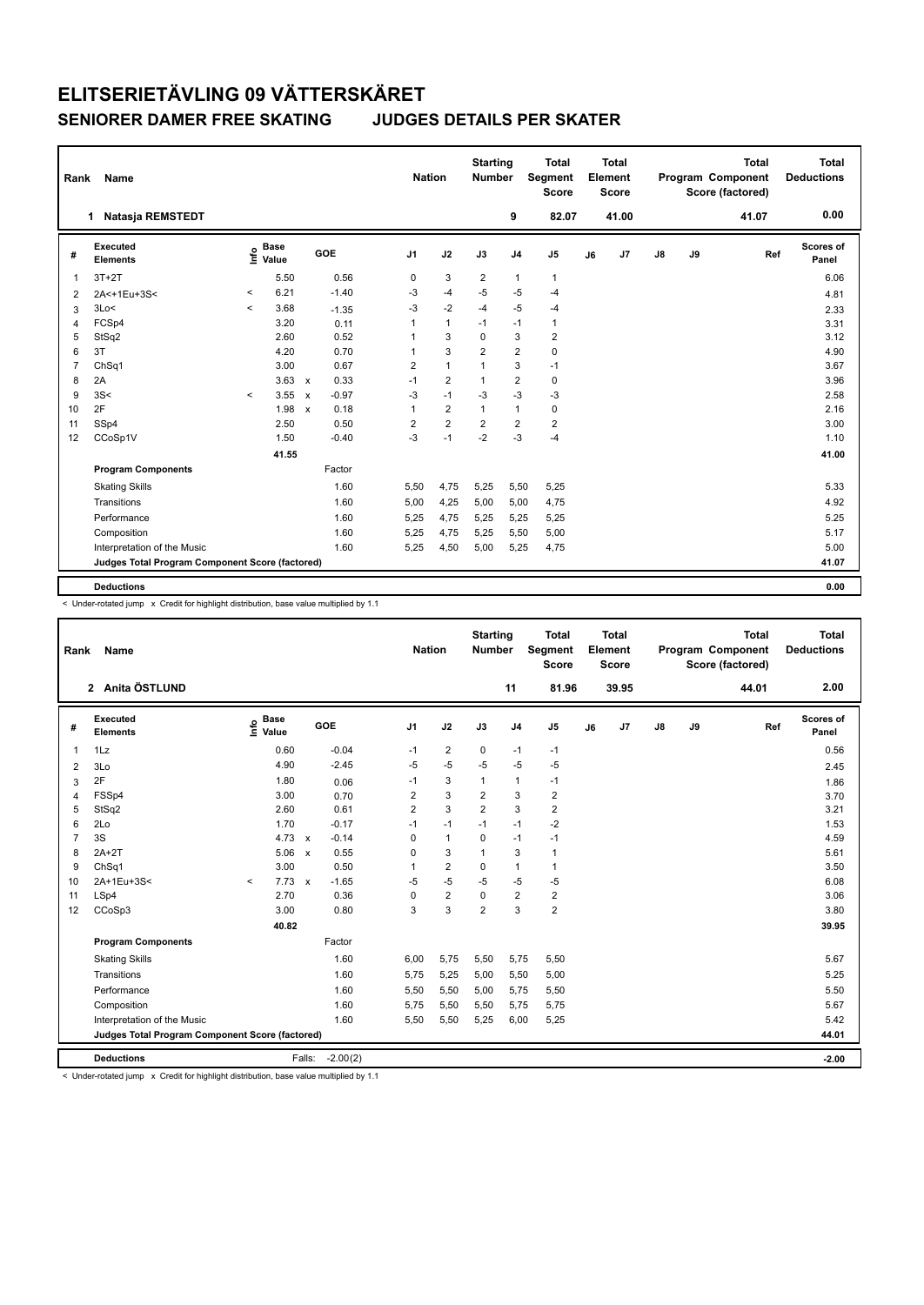# ELITSERIETÄVLING 09 VÄTTERSKÄRET

## SENIORER DAMER FREE SKATING JUDGES DETAILS PER SKATER

| Rank | Name | Nation | Starting Number | Total Segment Score | Total Element Score | Total Program Component Score (factored) | Total Deductions |
|---|---|---|---|---|---|---|---|
| 1 | Natasja REMSTEDT | | 9 | 82.07 | 41.00 | 41.07 | 0.00 |

| # | Executed Elements | Info | Base Value | | GOE | J1 | J2 | J3 | J4 | J5 | J6 | J7 | J8 | J9 | Ref | Scores of Panel |
|---|---|---|---|---|---|---|---|---|---|---|---|---|---|---|---|---|
| 1 | 3T+2T | | 5.50 | | 0.56 | 0 | 3 | 2 | 1 | 1 | | | | | | 6.06 |
| 2 | 2A<+1Eu+3S< | < | 6.21 | | -1.40 | -3 | -4 | -5 | -5 | -4 | | | | | | 4.81 |
| 3 | 3Lo< | < | 3.68 | | -1.35 | -3 | -2 | -4 | -5 | -4 | | | | | | 2.33 |
| 4 | FCSp4 | | 3.20 | | 0.11 | 1 | 1 | -1 | -1 | 1 | | | | | | 3.31 |
| 5 | StSq2 | | 2.60 | | 0.52 | 1 | 3 | 0 | 3 | 2 | | | | | | 3.12 |
| 6 | 3T | | 4.20 | | 0.70 | 1 | 3 | 2 | 2 | 0 | | | | | | 4.90 |
| 7 | ChSq1 | | 3.00 | | 0.67 | 2 | 1 | 1 | 3 | -1 | | | | | | 3.67 |
| 8 | 2A | | 3.63 | x | 0.33 | -1 | 2 | 1 | 2 | 0 | | | | | | 3.96 |
| 9 | 3S< | < | 3.55 | x | -0.97 | -3 | -1 | -3 | -3 | -3 | | | | | | 2.58 |
| 10 | 2F | | 1.98 | x | 0.18 | 1 | 2 | 1 | 1 | 0 | | | | | | 2.16 |
| 11 | SSp4 | | 2.50 | | 0.50 | 2 | 2 | 2 | 2 | 2 | | | | | | 3.00 |
| 12 | CCoSp1V | | 1.50 | | -0.40 | -3 | -1 | -2 | -3 | -4 | | | | | | 1.10 |
| | | | 41.55 | | | | | | | | | | | | | 41.00 |
| | **Program Components** | | | | Factor | | | | | | | | | | | |
| | Skating Skills | | | | 1.60 | 5,50 | 4,75 | 5,25 | 5,50 | 5,25 | | | | | | 5.33 |
| | Transitions | | | | 1.60 | 5,00 | 4,25 | 5,00 | 5,00 | 4,75 | | | | | | 4.92 |
| | Performance | | | | 1.60 | 5,25 | 4,75 | 5,25 | 5,25 | 5,25 | | | | | | 5.25 |
| | Composition | | | | 1.60 | 5,25 | 4,75 | 5,25 | 5,50 | 5,00 | | | | | | 5.17 |
| | Interpretation of the Music | | | | 1.60 | 5,25 | 4,50 | 5,00 | 5,25 | 4,75 | | | | | | 5.00 |
| | **Judges Total Program Component Score (factored)** | | | | | | | | | | | | | | | 41.07 |
| | **Deductions** | | | | | | | | | | | | | | | 0.00 |

< Under-rotated jump x Credit for highlight distribution, base value multiplied by 1.1

| Rank | Name | Nation | Starting Number | Total Segment Score | Total Element Score | Total Program Component Score (factored) | Total Deductions |
|---|---|---|---|---|---|---|---|
| 2 | Anita ÖSTLUND | | 11 | 81.96 | 39.95 | 44.01 | 2.00 |

| # | Executed Elements | Info | Base Value | | GOE | J1 | J2 | J3 | J4 | J5 | J6 | J7 | J8 | J9 | Ref | Scores of Panel |
|---|---|---|---|---|---|---|---|---|---|---|---|---|---|---|---|---|
| 1 | 1Lz | | 0.60 | | -0.04 | -1 | 2 | 0 | -1 | -1 | | | | | | 0.56 |
| 2 | 3Lo | | 4.90 | | -2.45 | -5 | -5 | -5 | -5 | -5 | | | | | | 2.45 |
| 3 | 2F | | 1.80 | | 0.06 | -1 | 3 | 1 | 1 | -1 | | | | | | 1.86 |
| 4 | FSSp4 | | 3.00 | | 0.70 | 2 | 3 | 2 | 3 | 2 | | | | | | 3.70 |
| 5 | StSq2 | | 2.60 | | 0.61 | 2 | 3 | 2 | 3 | 2 | | | | | | 3.21 |
| 6 | 2Lo | | 1.70 | | -0.17 | -1 | -1 | -1 | -1 | -2 | | | | | | 1.53 |
| 7 | 3S | | 4.73 | x | -0.14 | 0 | 1 | 0 | -1 | -1 | | | | | | 4.59 |
| 8 | 2A+2T | | 5.06 | x | 0.55 | 0 | 3 | 1 | 3 | 1 | | | | | | 5.61 |
| 9 | ChSq1 | | 3.00 | | 0.50 | 1 | 2 | 0 | 1 | 1 | | | | | | 3.50 |
| 10 | 2A+1Eu+3S< | < | 7.73 | x | -1.65 | -5 | -5 | -5 | -5 | -5 | | | | | | 6.08 |
| 11 | LSp4 | | 2.70 | | 0.36 | 0 | 2 | 0 | 2 | 2 | | | | | | 3.06 |
| 12 | CCoSp3 | | 3.00 | | 0.80 | 3 | 3 | 2 | 3 | 2 | | | | | | 3.80 |
| | | | 40.82 | | | | | | | | | | | | | 39.95 |
| | **Program Components** | | | | Factor | | | | | | | | | | | |
| | Skating Skills | | | | 1.60 | 6,00 | 5,75 | 5,50 | 5,75 | 5,50 | | | | | | 5.67 |
| | Transitions | | | | 1.60 | 5,75 | 5,25 | 5,00 | 5,50 | 5,00 | | | | | | 5.25 |
| | Performance | | | | 1.60 | 5,50 | 5,50 | 5,00 | 5,75 | 5,50 | | | | | | 5.50 |
| | Composition | | | | 1.60 | 5,75 | 5,50 | 5,50 | 5,75 | 5,75 | | | | | | 5.67 |
| | Interpretation of the Music | | | | 1.60 | 5,50 | 5,50 | 5,25 | 6,00 | 5,25 | | | | | | 5.42 |
| | **Judges Total Program Component Score (factored)** | | | | | | | | | | | | | | | 44.01 |
| | **Deductions** | | | Falls: | -2.00(2) | | | | | | | | | | | -2.00 |

< Under-rotated jump x Credit for highlight distribution, base value multiplied by 1.1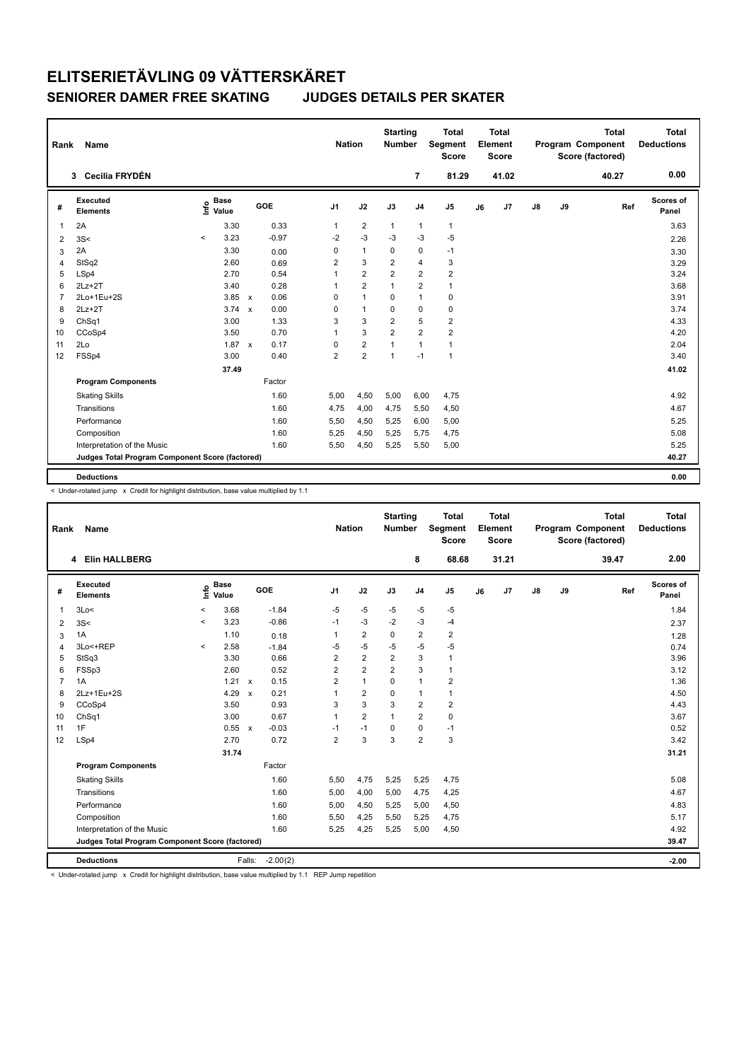# ELITSERIETÄVLING 09 VÄTTERSKÄRET

## SENIORER DAMER FREE SKATING JUDGES DETAILS PER SKATER

| Rank | Name | Nation | Starting Number | Total Segment Score | Total Element Score | Total Program Component Score (factored) | Total Deductions |
|---|---|---|---|---|---|---|---|
| 3 | Cecilia FRYDÉN | | 7 | 81.29 | 41.02 | 40.27 | 0.00 |

| # | Executed Elements | Info | Base Value | | GOE | J1 | J2 | J3 | J4 | J5 | J6 | J7 | J8 | J9 | Ref | Scores of Panel |
|---|---|---|---|---|---|---|---|---|---|---|---|---|---|---|---|---|
| 1 | 2A | | 3.30 | | 0.33 | 1 | 2 | 1 | 1 | 1 | | | | | | 3.63 |
| 2 | 3S< | < | 3.23 | | -0.97 | -2 | -3 | -3 | -3 | -5 | | | | | | 2.26 |
| 3 | 2A | | 3.30 | | 0.00 | 0 | 1 | 0 | 0 | -1 | | | | | | 3.30 |
| 4 | StSq2 | | 2.60 | | 0.69 | 2 | 3 | 2 | 4 | 3 | | | | | | 3.29 |
| 5 | LSp4 | | 2.70 | | 0.54 | 1 | 2 | 2 | 2 | 2 | | | | | | 3.24 |
| 6 | 2Lz+2T | | 3.40 | | 0.28 | 1 | 2 | 1 | 2 | 1 | | | | | | 3.68 |
| 7 | 2Lo+1Eu+2S | | 3.85 | x | 0.06 | 0 | 1 | 0 | 1 | 0 | | | | | | 3.91 |
| 8 | 2Lz+2T | | 3.74 | x | 0.00 | 0 | 1 | 0 | 0 | 0 | | | | | | 3.74 |
| 9 | ChSq1 | | 3.00 | | 1.33 | 3 | 3 | 2 | 5 | 2 | | | | | | 4.33 |
| 10 | CCoSp4 | | 3.50 | | 0.70 | 1 | 3 | 2 | 2 | 2 | | | | | | 4.20 |
| 11 | 2Lo | | 1.87 | x | 0.17 | 0 | 2 | 1 | 1 | 1 | | | | | | 2.04 |
| 12 | FSSp4 | | 3.00 | | 0.40 | 2 | 2 | 1 | -1 | 1 | | | | | | 3.40 |
| | | | 37.49 | | | | | | | | | | | | | 41.02 |
| | **Program Components** | | | | Factor | | | | | | | | | | | |
| | Skating Skills | | | | 1.60 | 5,00 | 4,50 | 5,00 | 6,00 | 4,75 | | | | | | 4.92 |
| | Transitions | | | | 1.60 | 4,75 | 4,00 | 4,75 | 5,50 | 4,50 | | | | | | 4.67 |
| | Performance | | | | 1.60 | 5,50 | 4,50 | 5,25 | 6,00 | 5,00 | | | | | | 5.25 |
| | Composition | | | | 1.60 | 5,25 | 4,50 | 5,25 | 5,75 | 4,75 | | | | | | 5.08 |
| | Interpretation of the Music | | | | 1.60 | 5,50 | 4,50 | 5,25 | 5,50 | 5,00 | | | | | | 5.25 |
| | **Judges Total Program Component Score (factored)** | | | | | | | | | | | | | | | 40.27 |
| | **Deductions** | | | | | | | | | | | | | | | 0.00 |

< Under-rotated jump x Credit for highlight distribution, base value multiplied by 1.1

| Rank | Name | Nation | Starting Number | Total Segment Score | Total Element Score | Total Program Component Score (factored) | Total Deductions |
|---|---|---|---|---|---|---|---|
| 4 | Elin HALLBERG | | 8 | 68.68 | 31.21 | 39.47 | 2.00 |

| # | Executed Elements | Info | Base Value | | GOE | J1 | J2 | J3 | J4 | J5 | J6 | J7 | J8 | J9 | Ref | Scores of Panel |
|---|---|---|---|---|---|---|---|---|---|---|---|---|---|---|---|---|
| 1 | 3Lo< | < | 3.68 | | -1.84 | -5 | -5 | -5 | -5 | -5 | | | | | | 1.84 |
| 2 | 3S< | < | 3.23 | | -0.86 | -1 | -3 | -2 | -3 | -4 | | | | | | 2.37 |
| 3 | 1A | | 1.10 | | 0.18 | 1 | 2 | 0 | 2 | 2 | | | | | | 1.28 |
| 4 | 3Lo<+REP | < | 2.58 | | -1.84 | -5 | -5 | -5 | -5 | -5 | | | | | | 0.74 |
| 5 | StSq3 | | 3.30 | | 0.66 | 2 | 2 | 2 | 3 | 1 | | | | | | 3.96 |
| 6 | FSSp3 | | 2.60 | | 0.52 | 2 | 2 | 2 | 3 | 1 | | | | | | 3.12 |
| 7 | 1A | | 1.21 | x | 0.15 | 2 | 1 | 0 | 1 | 2 | | | | | | 1.36 |
| 8 | 2Lz+1Eu+2S | | 4.29 | x | 0.21 | 1 | 2 | 0 | 1 | 1 | | | | | | 4.50 |
| 9 | CCoSp4 | | 3.50 | | 0.93 | 3 | 3 | 3 | 2 | 2 | | | | | | 4.43 |
| 10 | ChSq1 | | 3.00 | | 0.67 | 1 | 2 | 1 | 2 | 0 | | | | | | 3.67 |
| 11 | 1F | | 0.55 | x | -0.03 | -1 | -1 | 0 | 0 | -1 | | | | | | 0.52 |
| 12 | LSp4 | | 2.70 | | 0.72 | 2 | 3 | 3 | 2 | 3 | | | | | | 3.42 |
| | | | 31.74 | | | | | | | | | | | | | 31.21 |
| | **Program Components** | | | | Factor | | | | | | | | | | | |
| | Skating Skills | | | | 1.60 | 5,50 | 4,75 | 5,25 | 5,25 | 4,75 | | | | | | 5.08 |
| | Transitions | | | | 1.60 | 5,00 | 4,00 | 5,00 | 4,75 | 4,25 | | | | | | 4.67 |
| | Performance | | | | 1.60 | 5,00 | 4,50 | 5,25 | 5,00 | 4,50 | | | | | | 4.83 |
| | Composition | | | | 1.60 | 5,50 | 4,25 | 5,50 | 5,25 | 4,75 | | | | | | 5.17 |
| | Interpretation of the Music | | | | 1.60 | 5,25 | 4,25 | 5,25 | 5,00 | 4,50 | | | | | | 4.92 |
| | **Judges Total Program Component Score (factored)** | | | | | | | | | | | | | | | 39.47 |
| | **Deductions** | | | Falls: | -2.00(2) | | | | | | | | | | | -2.00 |

< Under-rotated jump x Credit for highlight distribution, base value multiplied by 1.1 REP Jump repetition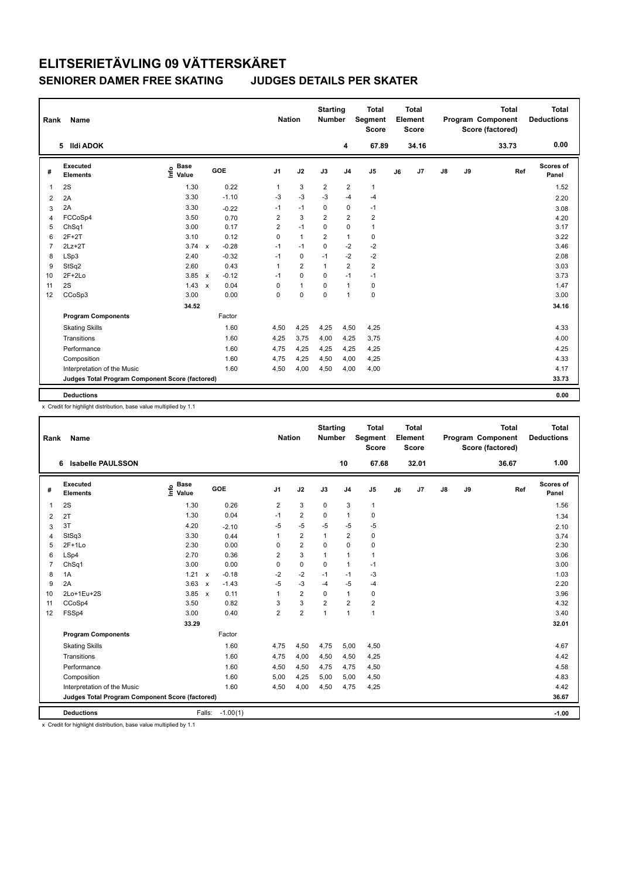# ELITSERIETÄVLING 09 VÄTTERSKÄRET

## SENIORER DAMER FREE SKATING JUDGES DETAILS PER SKATER

| Rank | Name | Nation | Starting Number | Total Segment Score | Total Element Score | Total Program Component Score (factored) | Total Deductions |
|---|---|---|---|---|---|---|---|
| 5 | Ildi ADOK | | 4 | 67.89 | 34.16 | 33.73 | 0.00 |

| # | Executed Elements | Info | Base Value | | GOE | J1 | J2 | J3 | J4 | J5 | J6 | J7 | J8 | J9 | Ref | Scores of Panel |
|---|---|---|---|---|---|---|---|---|---|---|---|---|---|---|---|---|
| 1 | 2S | | 1.30 | | 0.22 | 1 | 3 | 2 | 2 | 1 | | | | | | 1.52 |
| 2 | 2A | | 3.30 | | -1.10 | -3 | -3 | -3 | -4 | -4 | | | | | | 2.20 |
| 3 | 2A | | 3.30 | | -0.22 | -1 | -1 | 0 | 0 | -1 | | | | | | 3.08 |
| 4 | FCCoSp4 | | 3.50 | | 0.70 | 2 | 3 | 2 | 2 | 2 | | | | | | 4.20 |
| 5 | ChSq1 | | 3.00 | | 0.17 | 2 | -1 | 0 | 0 | 1 | | | | | | 3.17 |
| 6 | 2F+2T | | 3.10 | | 0.12 | 0 | 1 | 2 | 1 | 0 | | | | | | 3.22 |
| 7 | 2Lz+2T | | 3.74 | x | -0.28 | -1 | -1 | 0 | -2 | -2 | | | | | | 3.46 |
| 8 | LSp3 | | 2.40 | | -0.32 | -1 | 0 | -1 | -2 | -2 | | | | | | 2.08 |
| 9 | StSq2 | | 2.60 | | 0.43 | 1 | 2 | 1 | 2 | 2 | | | | | | 3.03 |
| 10 | 2F+2Lo | | 3.85 | x | -0.12 | -1 | 0 | 0 | -1 | -1 | | | | | | 3.73 |
| 11 | 2S | | 1.43 | x | 0.04 | 0 | 1 | 0 | 1 | 0 | | | | | | 1.47 |
| 12 | CCoSp3 | | 3.00 | | 0.00 | 0 | 0 | 0 | 1 | 0 | | | | | | 3.00 |
| | | | 34.52 | | | | | | | | | | | | | 34.16 |
| | **Program Components** | | | | Factor | | | | | | | | | | | |
| | Skating Skills | | | | 1.60 | 4,50 | 4,25 | 4,25 | 4,50 | 4,25 | | | | | | 4.33 |
| | Transitions | | | | 1.60 | 4,25 | 3,75 | 4,00 | 4,25 | 3,75 | | | | | | 4.00 |
| | Performance | | | | 1.60 | 4,75 | 4,25 | 4,25 | 4,25 | 4,25 | | | | | | 4.25 |
| | Composition | | | | 1.60 | 4,75 | 4,25 | 4,50 | 4,00 | 4,25 | | | | | | 4.33 |
| | Interpretation of the Music | | | | 1.60 | 4,50 | 4,00 | 4,50 | 4,00 | 4,00 | | | | | | 4.17 |
| | **Judges Total Program Component Score (factored)** | | | | | | | | | | | | | | | 33.73 |
| | **Deductions** | | | | | | | | | | | | | | | 0.00 |

x Credit for highlight distribution, base value multiplied by 1.1

| Rank | Name | Nation | Starting Number | Total Segment Score | Total Element Score | Total Program Component Score (factored) | Total Deductions |
|---|---|---|---|---|---|---|---|
| 6 | Isabelle PAULSSON | | 10 | 67.68 | 32.01 | 36.67 | 1.00 |

| # | Executed Elements | Info | Base Value | | GOE | J1 | J2 | J3 | J4 | J5 | J6 | J7 | J8 | J9 | Ref | Scores of Panel |
|---|---|---|---|---|---|---|---|---|---|---|---|---|---|---|---|---|
| 1 | 2S | | 1.30 | | 0.26 | 2 | 3 | 0 | 3 | 1 | | | | | | 1.56 |
| 2 | 2T | | 1.30 | | 0.04 | -1 | 2 | 0 | 1 | 0 | | | | | | 1.34 |
| 3 | 3T | | 4.20 | | -2.10 | -5 | -5 | -5 | -5 | -5 | | | | | | 2.10 |
| 4 | StSq3 | | 3.30 | | 0.44 | 1 | 2 | 1 | 2 | 0 | | | | | | 3.74 |
| 5 | 2F+1Lo | | 2.30 | | 0.00 | 0 | 2 | 0 | 0 | 0 | | | | | | 2.30 |
| 6 | LSp4 | | 2.70 | | 0.36 | 2 | 3 | 1 | 1 | 1 | | | | | | 3.06 |
| 7 | ChSq1 | | 3.00 | | 0.00 | 0 | 0 | 0 | 1 | -1 | | | | | | 3.00 |
| 8 | 1A | | 1.21 | x | -0.18 | -2 | -2 | -1 | -1 | -3 | | | | | | 1.03 |
| 9 | 2A | | 3.63 | x | -1.43 | -5 | -3 | -4 | -5 | -4 | | | | | | 2.20 |
| 10 | 2Lo+1Eu+2S | | 3.85 | x | 0.11 | 1 | 2 | 0 | 1 | 0 | | | | | | 3.96 |
| 11 | CCoSp4 | | 3.50 | | 0.82 | 3 | 3 | 2 | 2 | 2 | | | | | | 4.32 |
| 12 | FSSp4 | | 3.00 | | 0.40 | 2 | 2 | 1 | 1 | 1 | | | | | | 3.40 |
| | | | 33.29 | | | | | | | | | | | | | 32.01 |
| | **Program Components** | | | | Factor | | | | | | | | | | | |
| | Skating Skills | | | | 1.60 | 4,75 | 4,50 | 4,75 | 5,00 | 4,50 | | | | | | 4.67 |
| | Transitions | | | | 1.60 | 4,75 | 4,00 | 4,50 | 4,50 | 4,25 | | | | | | 4.42 |
| | Performance | | | | 1.60 | 4,50 | 4,50 | 4,75 | 4,75 | 4,50 | | | | | | 4.58 |
| | Composition | | | | 1.60 | 5,00 | 4,25 | 5,00 | 5,00 | 4,50 | | | | | | 4.83 |
| | Interpretation of the Music | | | | 1.60 | 4,50 | 4,00 | 4,50 | 4,75 | 4,25 | | | | | | 4.42 |
| | **Judges Total Program Component Score (factored)** | | | | | | | | | | | | | | | 36.67 |
| | **Deductions** | | | Falls: | -1.00(1) | | | | | | | | | | | -1.00 |

x Credit for highlight distribution, base value multiplied by 1.1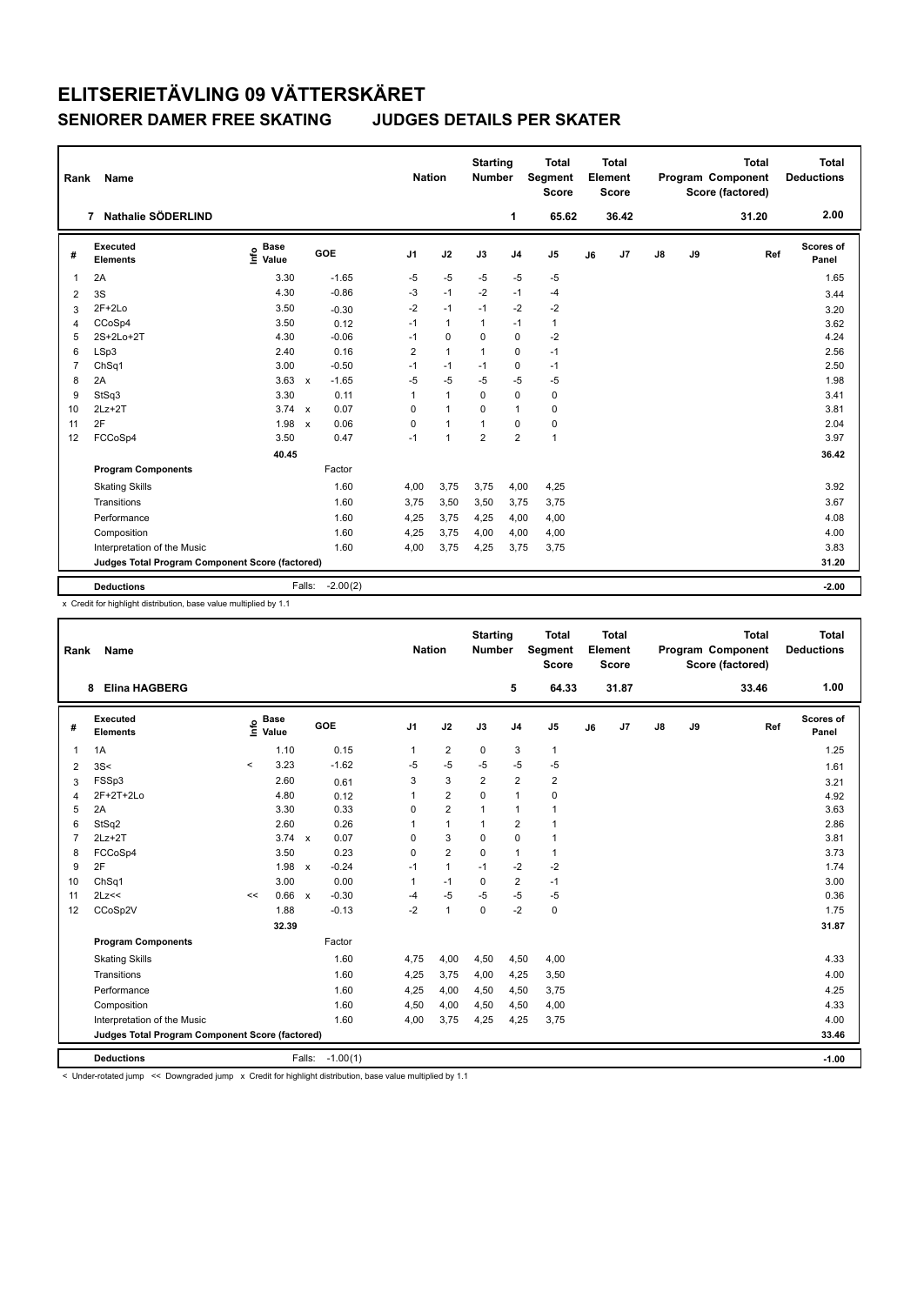# ELITSERIETÄVLING 09 VÄTTERSKÄRET

## SENIORER DAMER FREE SKATING JUDGES DETAILS PER SKATER

| Rank | Name | Nation | Starting Number | Total Segment Score | Total Element Score | Total Program Component Score (factored) | Total Deductions |
|---|---|---|---|---|---|---|---|
| 7 | Nathalie SÖDERLIND | | 1 | 65.62 | 36.42 | 31.20 | 2.00 |

| # | Executed Elements | Info | Base Value | | GOE | J1 | J2 | J3 | J4 | J5 | J6 | J7 | J8 | J9 | Ref | Scores of Panel |
|---|---|---|---|---|---|---|---|---|---|---|---|---|---|---|---|---|
| 1 | 2A | | 3.30 | | -1.65 | -5 | -5 | -5 | -5 | -5 | | | | | | 1.65 |
| 2 | 3S | | 4.30 | | -0.86 | -3 | -1 | -2 | -1 | -4 | | | | | | 3.44 |
| 3 | 2F+2Lo | | 3.50 | | -0.30 | -2 | -1 | -1 | -2 | -2 | | | | | | 3.20 |
| 4 | CCoSp4 | | 3.50 | | 0.12 | -1 | 1 | 1 | -1 | 1 | | | | | | 3.62 |
| 5 | 2S+2Lo+2T | | 4.30 | | -0.06 | -1 | 0 | 0 | 0 | -2 | | | | | | 4.24 |
| 6 | LSp3 | | 2.40 | | 0.16 | 2 | 1 | 1 | 0 | -1 | | | | | | 2.56 |
| 7 | ChSq1 | | 3.00 | | -0.50 | -1 | -1 | -1 | 0 | -1 | | | | | | 2.50 |
| 8 | 2A | | 3.63 | x | -1.65 | -5 | -5 | -5 | -5 | -5 | | | | | | 1.98 |
| 9 | StSq3 | | 3.30 | | 0.11 | 1 | 1 | 0 | 0 | 0 | | | | | | 3.41 |
| 10 | 2Lz+2T | | 3.74 | x | 0.07 | 0 | 1 | 0 | 1 | 0 | | | | | | 3.81 |
| 11 | 2F | | 1.98 | x | 0.06 | 0 | 1 | 1 | 0 | 0 | | | | | | 2.04 |
| 12 | FCCoSp4 | | 3.50 | | 0.47 | -1 | 1 | 2 | 2 | 1 | | | | | | 3.97 |
| | | | 40.45 | | | | | | | | | | | | | 36.42 |
| | **Program Components** | | | | Factor | | | | | | | | | | | |
| | Skating Skills | | | | 1.60 | 4,00 | 3,75 | 3,75 | 4,00 | 4,25 | | | | | | 3.92 |
| | Transitions | | | | 1.60 | 3,75 | 3,50 | 3,50 | 3,75 | 3,75 | | | | | | 3.67 |
| | Performance | | | | 1.60 | 4,25 | 3,75 | 4,25 | 4,00 | 4,00 | | | | | | 4.08 |
| | Composition | | | | 1.60 | 4,25 | 3,75 | 4,00 | 4,00 | 4,00 | | | | | | 4.00 |
| | Interpretation of the Music | | | | 1.60 | 4,00 | 3,75 | 4,25 | 3,75 | 3,75 | | | | | | 3.83 |
| | **Judges Total Program Component Score (factored)** | | | | | | | | | | | | | | | 31.20 |
| | **Deductions** | | | Falls: | -2.00(2) | | | | | | | | | | | -2.00 |

x Credit for highlight distribution, base value multiplied by 1.1

| Rank | Name | Nation | Starting Number | Total Segment Score | Total Element Score | Total Program Component Score (factored) | Total Deductions |
|---|---|---|---|---|---|---|---|
| 8 | Elina HAGBERG | | 5 | 64.33 | 31.87 | 33.46 | 1.00 |

| # | Executed Elements | Info | Base Value | | GOE | J1 | J2 | J3 | J4 | J5 | J6 | J7 | J8 | J9 | Ref | Scores of Panel |
|---|---|---|---|---|---|---|---|---|---|---|---|---|---|---|---|---|
| 1 | 1A | | 1.10 | | 0.15 | 1 | 2 | 0 | 3 | 1 | | | | | | 1.25 |
| 2 | 3S< | < | 3.23 | | -1.62 | -5 | -5 | -5 | -5 | -5 | | | | | | 1.61 |
| 3 | FSSp3 | | 2.60 | | 0.61 | 3 | 3 | 2 | 2 | 2 | | | | | | 3.21 |
| 4 | 2F+2T+2Lo | | 4.80 | | 0.12 | 1 | 2 | 0 | 1 | 0 | | | | | | 4.92 |
| 5 | 2A | | 3.30 | | 0.33 | 0 | 2 | 1 | 1 | 1 | | | | | | 3.63 |
| 6 | StSq2 | | 2.60 | | 0.26 | 1 | 1 | 1 | 2 | 1 | | | | | | 2.86 |
| 7 | 2Lz+2T | | 3.74 | x | 0.07 | 0 | 3 | 0 | 0 | 1 | | | | | | 3.81 |
| 8 | FCCoSp4 | | 3.50 | | 0.23 | 0 | 2 | 0 | 1 | 1 | | | | | | 3.73 |
| 9 | 2F | | 1.98 | x | -0.24 | -1 | 1 | -1 | -2 | -2 | | | | | | 1.74 |
| 10 | ChSq1 | | 3.00 | | 0.00 | 1 | -1 | 0 | 2 | -1 | | | | | | 3.00 |
| 11 | 2Lz<< | << | 0.66 | x | -0.30 | -4 | -5 | -5 | -5 | -5 | | | | | | 0.36 |
| 12 | CCoSp2V | | 1.88 | | -0.13 | -2 | 1 | 0 | -2 | 0 | | | | | | 1.75 |
| | | | 32.39 | | | | | | | | | | | | | 31.87 |
| | **Program Components** | | | | Factor | | | | | | | | | | | |
| | Skating Skills | | | | 1.60 | 4,75 | 4,00 | 4,50 | 4,50 | 4,00 | | | | | | 4.33 |
| | Transitions | | | | 1.60 | 4,25 | 3,75 | 4,00 | 4,25 | 3,50 | | | | | | 4.00 |
| | Performance | | | | 1.60 | 4,25 | 4,00 | 4,50 | 4,50 | 3,75 | | | | | | 4.25 |
| | Composition | | | | 1.60 | 4,50 | 4,00 | 4,50 | 4,50 | 4,00 | | | | | | 4.33 |
| | Interpretation of the Music | | | | 1.60 | 4,00 | 3,75 | 4,25 | 4,25 | 3,75 | | | | | | 4.00 |
| | **Judges Total Program Component Score (factored)** | | | | | | | | | | | | | | | 33.46 |
| | **Deductions** | | | Falls: | -1.00(1) | | | | | | | | | | | -1.00 |

< Under-rotated jump << Downgraded jump x Credit for highlight distribution, base value multiplied by 1.1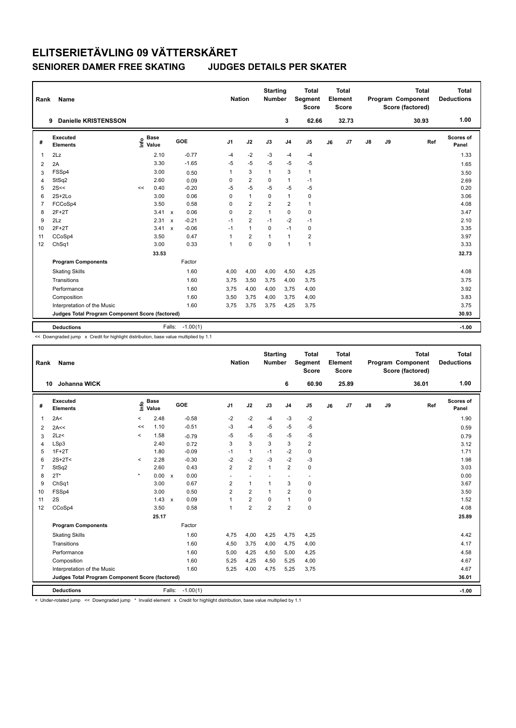# ELITSERIETÄVLING 09 VÄTTERSKÄRET

## SENIORER DAMER FREE SKATING JUDGES DETAILS PER SKATER

| Rank | Name | Nation | Starting Number | Total Segment Score | Total Element Score | Total Program Component Score (factored) | Total Deductions |
|---|---|---|---|---|---|---|---|
| 9 | Danielle KRISTENSSON | | 3 | 62.66 | 32.73 | 30.93 | 1.00 |

| # | Executed Elements | Info | Base Value | | GOE | J1 | J2 | J3 | J4 | J5 | J6 | J7 | J8 | J9 | Ref | Scores of Panel |
|---|---|---|---|---|---|---|---|---|---|---|---|---|---|---|---|---|
| 1 | 2Lz | | 2.10 | | -0.77 | -4 | -2 | -3 | -4 | -4 | | | | | | 1.33 |
| 2 | 2A | | 3.30 | | -1.65 | -5 | -5 | -5 | -5 | -5 | | | | | | 1.65 |
| 3 | FSSp4 | | 3.00 | | 0.50 | 1 | 3 | 1 | 3 | 1 | | | | | | 3.50 |
| 4 | StSq2 | | 2.60 | | 0.09 | 0 | 2 | 0 | 1 | -1 | | | | | | 2.69 |
| 5 | 2S<< | << | 0.40 | | -0.20 | -5 | -5 | -5 | -5 | -5 | | | | | | 0.20 |
| 6 | 2S+2Lo | | 3.00 | | 0.06 | 0 | 1 | 0 | 1 | 0 | | | | | | 3.06 |
| 7 | FCCoSp4 | | 3.50 | | 0.58 | 0 | 2 | 2 | 2 | 1 | | | | | | 4.08 |
| 8 | 2F+2T | | 3.41 | x | 0.06 | 0 | 2 | 1 | 0 | 0 | | | | | | 3.47 |
| 9 | 2Lz | | 2.31 | x | -0.21 | -1 | 2 | -1 | -2 | -1 | | | | | | 2.10 |
| 10 | 2F+2T | | 3.41 | x | -0.06 | -1 | 1 | 0 | -1 | 0 | | | | | | 3.35 |
| 11 | CCoSp4 | | 3.50 | | 0.47 | 1 | 2 | 1 | 1 | 2 | | | | | | 3.97 |
| 12 | ChSq1 | | 3.00 | | 0.33 | 1 | 0 | 0 | 1 | 1 | | | | | | 3.33 |
| | | | 33.53 | | | | | | | | | | | | | 32.73 |
| | **Program Components** | | | | Factor | | | | | | | | | | | |
| | Skating Skills | | | | 1.60 | 4,00 | 4,00 | 4,00 | 4,50 | 4,25 | | | | | | 4.08 |
| | Transitions | | | | 1.60 | 3,75 | 3,50 | 3,75 | 4,00 | 3,75 | | | | | | 3.75 |
| | Performance | | | | 1.60 | 3,75 | 4,00 | 4,00 | 3,75 | 4,00 | | | | | | 3.92 |
| | Composition | | | | 1.60 | 3,50 | 3,75 | 4,00 | 3,75 | 4,00 | | | | | | 3.83 |
| | Interpretation of the Music | | | | 1.60 | 3,75 | 3,75 | 3,75 | 4,25 | 3,75 | | | | | | 3.75 |
| | **Judges Total Program Component Score (factored)** | | | | | | | | | | | | | | | 30.93 |
| | **Deductions** | | | Falls: | -1.00(1) | | | | | | | | | | | -1.00 |

<< Downgraded jump x Credit for highlight distribution, base value multiplied by 1.1

| Rank | Name | Nation | Starting Number | Total Segment Score | Total Element Score | Total Program Component Score (factored) | Total Deductions |
|---|---|---|---|---|---|---|---|
| 10 | Johanna WICK | | 6 | 60.90 | 25.89 | 36.01 | 1.00 |

| # | Executed Elements | Info | Base Value | | GOE | J1 | J2 | J3 | J4 | J5 | J6 | J7 | J8 | J9 | Ref | Scores of Panel |
|---|---|---|---|---|---|---|---|---|---|---|---|---|---|---|---|---|
| 1 | 2A< | < | 2.48 | | -0.58 | -2 | -2 | -4 | -3 | -2 | | | | | | 1.90 |
| 2 | 2A<< | << | 1.10 | | -0.51 | -3 | -4 | -5 | -5 | -5 | | | | | | 0.59 |
| 3 | 2Lz< | < | 1.58 | | -0.79 | -5 | -5 | -5 | -5 | -5 | | | | | | 0.79 |
| 4 | LSp3 | | 2.40 | | 0.72 | 3 | 3 | 3 | 3 | 2 | | | | | | 3.12 |
| 5 | 1F+2T | | 1.80 | | -0.09 | -1 | 1 | -1 | -2 | 0 | | | | | | 1.71 |
| 6 | 2S+2T< | < | 2.28 | | -0.30 | -2 | -2 | -3 | -2 | -3 | | | | | | 1.98 |
| 7 | StSq2 | | 2.60 | | 0.43 | 2 | 2 | 1 | 2 | 0 | | | | | | 3.03 |
| 8 | 2T* | * | 0.00 | x | 0.00 | - | - | - | - | - | | | | | | 0.00 |
| 9 | ChSq1 | | 3.00 | | 0.67 | 2 | 1 | 1 | 3 | 0 | | | | | | 3.67 |
| 10 | FSSp4 | | 3.00 | | 0.50 | 2 | 2 | 1 | 2 | 0 | | | | | | 3.50 |
| 11 | 2S | | 1.43 | x | 0.09 | 1 | 2 | 0 | 1 | 0 | | | | | | 1.52 |
| 12 | CCoSp4 | | 3.50 | | 0.58 | 1 | 2 | 2 | 2 | 0 | | | | | | 4.08 |
| | | | 25.17 | | | | | | | | | | | | | 25.89 |
| | **Program Components** | | | | Factor | | | | | | | | | | | |
| | Skating Skills | | | | 1.60 | 4,75 | 4,00 | 4,25 | 4,75 | 4,25 | | | | | | 4.42 |
| | Transitions | | | | 1.60 | 4,50 | 3,75 | 4,00 | 4,75 | 4,00 | | | | | | 4.17 |
| | Performance | | | | 1.60 | 5,00 | 4,25 | 4,50 | 5,00 | 4,25 | | | | | | 4.58 |
| | Composition | | | | 1.60 | 5,25 | 4,25 | 4,50 | 5,25 | 4,00 | | | | | | 4.67 |
| | Interpretation of the Music | | | | 1.60 | 5,25 | 4,00 | 4,75 | 5,25 | 3,75 | | | | | | 4.67 |
| | **Judges Total Program Component Score (factored)** | | | | | | | | | | | | | | | 36.01 |
| | **Deductions** | | | Falls: | -1.00(1) | | | | | | | | | | | -1.00 |

< Under-rotated jump << Downgraded jump * Invalid element x Credit for highlight distribution, base value multiplied by 1.1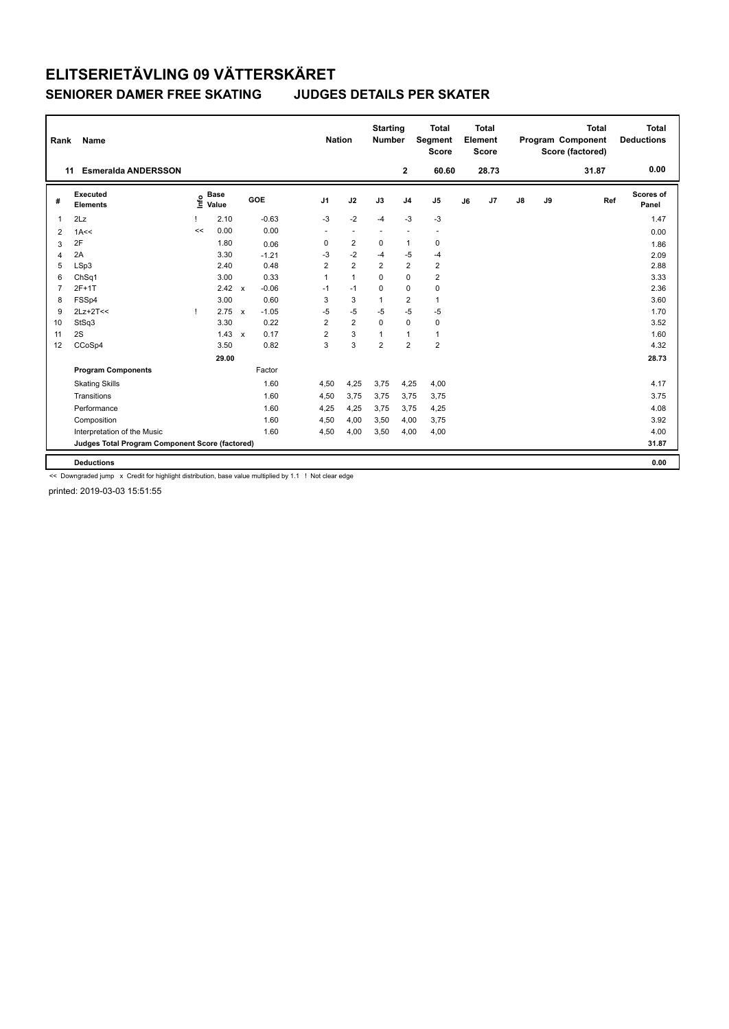# ELITSERIETÄVLING 09 VÄTTERSKÄRET

## SENIORER DAMER FREE SKATING JUDGES DETAILS PER SKATER

| Rank | Name | Nation | Starting Number | Total Segment Score | Total Element Score | Total Program Component Score (factored) | Total Deductions |
|---|---|---|---|---|---|---|---|
| 11 | Esmeralda ANDERSSON | | 2 | 60.60 | 28.73 | 31.87 | 0.00 |

| # | Executed Elements | Info | Base Value | | GOE | J1 | J2 | J3 | J4 | J5 | J6 | J7 | J8 | J9 | Ref | Scores of Panel |
|---|---|---|---|---|---|---|---|---|---|---|---|---|---|---|---|---|
| 1 | 2Lz | ! | 2.10 | | -0.63 | -3 | -2 | -4 | -3 | -3 | | | | | | 1.47 |
| 2 | 1A<< | << | 0.00 | | 0.00 | - | - | - | - | - | | | | | | 0.00 |
| 3 | 2F | | 1.80 | | 0.06 | 0 | 2 | 0 | 1 | 0 | | | | | | 1.86 |
| 4 | 2A | | 3.30 | | -1.21 | -3 | -2 | -4 | -5 | -4 | | | | | | 2.09 |
| 5 | LSp3 | | 2.40 | | 0.48 | 2 | 2 | 2 | 2 | 2 | | | | | | 2.88 |
| 6 | ChSq1 | | 3.00 | | 0.33 | 1 | 1 | 0 | 0 | 2 | | | | | | 3.33 |
| 7 | 2F+1T | | 2.42 | x | -0.06 | -1 | -1 | 0 | 0 | 0 | | | | | | 2.36 |
| 8 | FSSp4 | | 3.00 | | 0.60 | 3 | 3 | 1 | 2 | 1 | | | | | | 3.60 |
| 9 | 2Lz+2T<< | ! | 2.75 | x | -1.05 | -5 | -5 | -5 | -5 | -5 | | | | | | 1.70 |
| 10 | StSq3 | | 3.30 | | 0.22 | 2 | 2 | 0 | 0 | 0 | | | | | | 3.52 |
| 11 | 2S | | 1.43 | x | 0.17 | 2 | 3 | 1 | 1 | 1 | | | | | | 1.60 |
| 12 | CCoSp4 | | 3.50 | | 0.82 | 3 | 3 | 2 | 2 | 2 | | | | | | 4.32 |
| | | | 29.00 | | | | | | | | | | | | | 28.73 |
| | **Program Components** | | | | Factor | | | | | | | | | | | |
| | Skating Skills | | | | 1.60 | 4,50 | 4,25 | 3,75 | 4,25 | 4,00 | | | | | | 4.17 |
| | Transitions | | | | 1.60 | 4,50 | 3,75 | 3,75 | 3,75 | 3,75 | | | | | | 3.75 |
| | Performance | | | | 1.60 | 4,25 | 4,25 | 3,75 | 3,75 | 4,25 | | | | | | 4.08 |
| | Composition | | | | 1.60 | 4,50 | 4,00 | 3,50 | 4,00 | 3,75 | | | | | | 3.92 |
| | Interpretation of the Music | | | | 1.60 | 4,50 | 4,00 | 3,50 | 4,00 | 4,00 | | | | | | 4.00 |
| | **Judges Total Program Component Score (factored)** | | | | | | | | | | | | | | | 31.87 |
| | **Deductions** | | | | | | | | | | | | | | | 0.00 |

<< Downgraded jump x Credit for highlight distribution, base value multiplied by 1.1 ! Not clear edge

printed: 2019-03-03 15:51:55